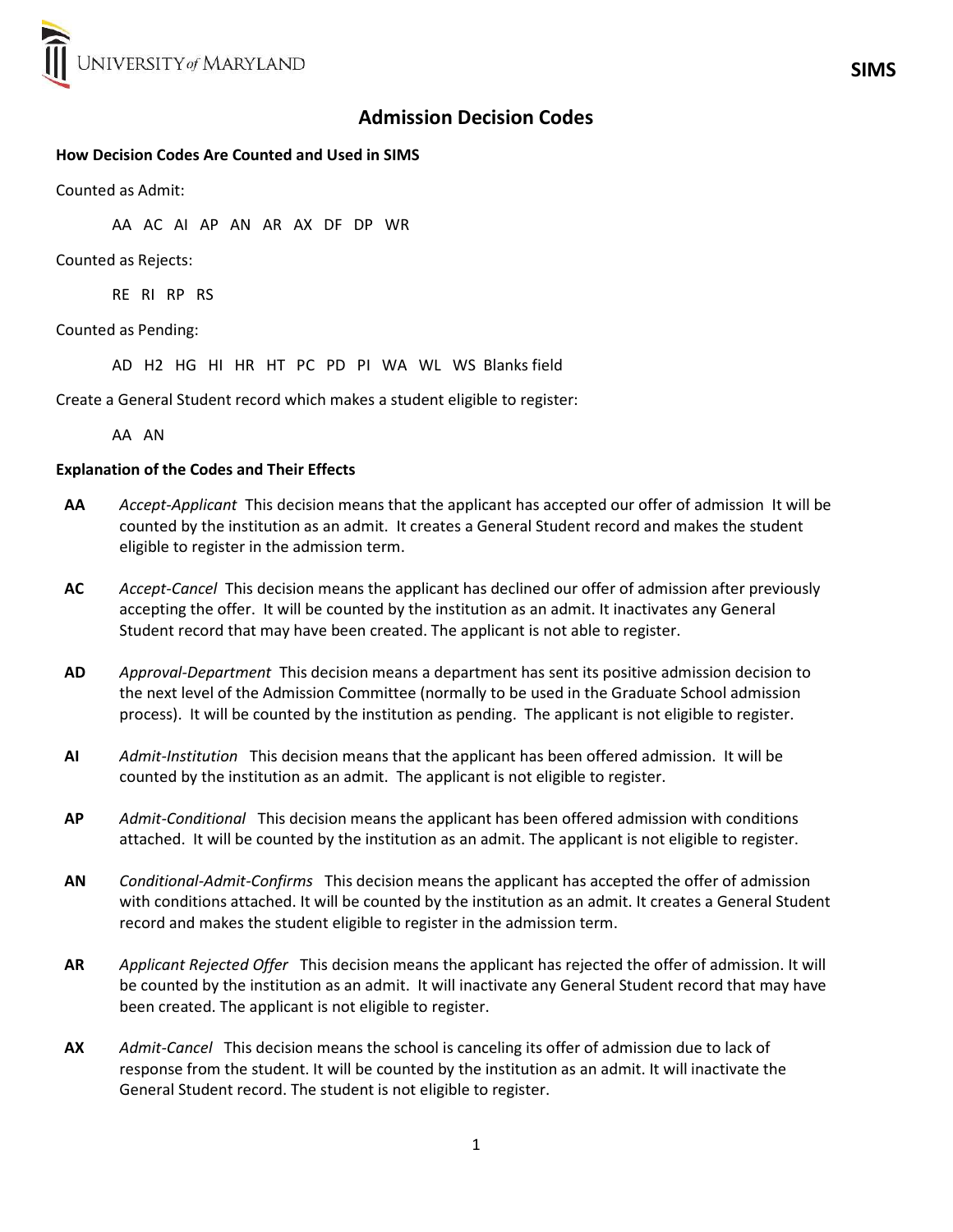# Admission Decision Codes

**How Decision Codes Are Counted and Used in SIMS**

Counted as Admit:

AA AC AI AP AN AR AX DF DP WR

Counted as Rejects:

RE RI RP RS

Counted as Pending:

AD H2 HG HI HR HT PC PD PI WA WL WS Blanks field

Create a General Student record which makes a student eligible to register:

AA AN

**Explanation of the Codes and Their Effects**

**AA** *Accept-Applicant* This decision means that the applicant has accepted our offer of admission It will be counted by the institution as an admit. It creates a General Student record and makes the student eligible to register in the admission term.

**AC** *Accept-Cancel* This decision means the applicant has declined our offer of admission after previously accepting the offer. It will be counted by the institution as an admit. It inactivates any General Student record that may have been created. The applicant is not able to register.

**AD** *Approval-Department* This decision means a department has sent its positive admission decision to the next level of the Admission Committee (normally to be used in the Graduate School admission process). It will be counted by the institution as pending. The applicant is not eligible to register.

**AI** *Admit-Institution* This decision means that the applicant has been offered admission. It will be counted by the institution as an admit. The applicant is not eligible to register.

**AP** *Admit-Conditional* This decision means the applicant has been offered admission with conditions attached. It will be counted by the institution as an admit. The applicant is not eligible to register.

**AN** *Conditional-Admit-Confirms* This decision means the applicant has accepted the offer of admission with conditions attached. It will be counted by the institution as an admit. It creates a General Student record and makes the student eligible to register in the admission term.

**AR** *Applicant Rejected Offer* This decision means the applicant has rejected the offer of admission. It will be counted by the institution as an admit. It will inactivate any General Student record that may have been created. The applicant is not eligible to register.

**AX** *Admit-Cancel* This decision means the school is canceling its offer of admission due to lack of response from the student. It will be counted by the institution as an admit. It will inactivate the General Student record. The student is not eligible to register.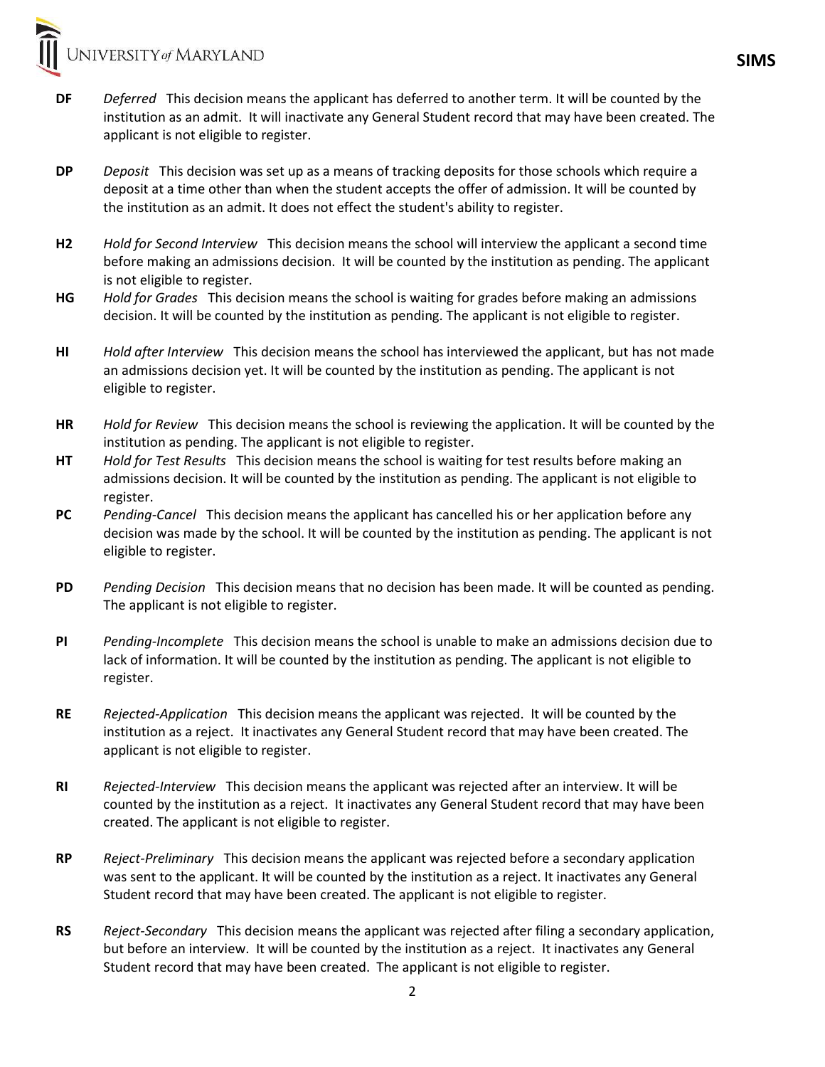**DF** *Deferred* This decision means the applicant has deferred to another term. It will be counted by the institution as an admit. It will inactivate any General Student record that may have been created. The applicant is not eligible to register.

**DP** *Deposit* This decision was set up as a means of tracking deposits for those schools which require a deposit at a time other than when the student accepts the offer of admission. It will be counted by the institution as an admit. It does not effect the student's ability to register.

**H2** *Hold for Second Interview* This decision means the school will interview the applicant a second time before making an admissions decision. It will be counted by the institution as pending. The applicant is not eligible to register.

**HG** *Hold for Grades* This decision means the school is waiting for grades before making an admissions decision. It will be counted by the institution as pending. The applicant is not eligible to register.

**HI** *Hold after Interview* This decision means the school has interviewed the applicant, but has not made an admissions decision yet. It will be counted by the institution as pending. The applicant is not eligible to register.

**HR** *Hold for Review* This decision means the school is reviewing the application. It will be counted by the institution as pending. The applicant is not eligible to register.

**HT** *Hold for Test Results* This decision means the school is waiting for test results before making an admissions decision. It will be counted by the institution as pending. The applicant is not eligible to register.

**PC** *Pending-Cancel* This decision means the applicant has cancelled his or her application before any decision was made by the school. It will be counted by the institution as pending. The applicant is not eligible to register.

**PD** *Pending Decision* This decision means that no decision has been made. It will be counted as pending. The applicant is not eligible to register.

**PI** *Pending-Incomplete* This decision means the school is unable to make an admissions decision due to lack of information. It will be counted by the institution as pending. The applicant is not eligible to register.

**RE** *Rejected-Application* This decision means the applicant was rejected. It will be counted by the institution as a reject. It inactivates any General Student record that may have been created. The applicant is not eligible to register.

**RI** *Rejected-Interview* This decision means the applicant was rejected after an interview. It will be counted by the institution as a reject. It inactivates any General Student record that may have been created. The applicant is not eligible to register.

**RP** *Reject-Preliminary* This decision means the applicant was rejected before a secondary application was sent to the applicant. It will be counted by the institution as a reject. It inactivates any General Student record that may have been created. The applicant is not eligible to register.

**RS** *Reject-Secondary* This decision means the applicant was rejected after filing a secondary application, but before an interview. It will be counted by the institution as a reject. It inactivates any General Student record that may have been created. The applicant is not eligible to register.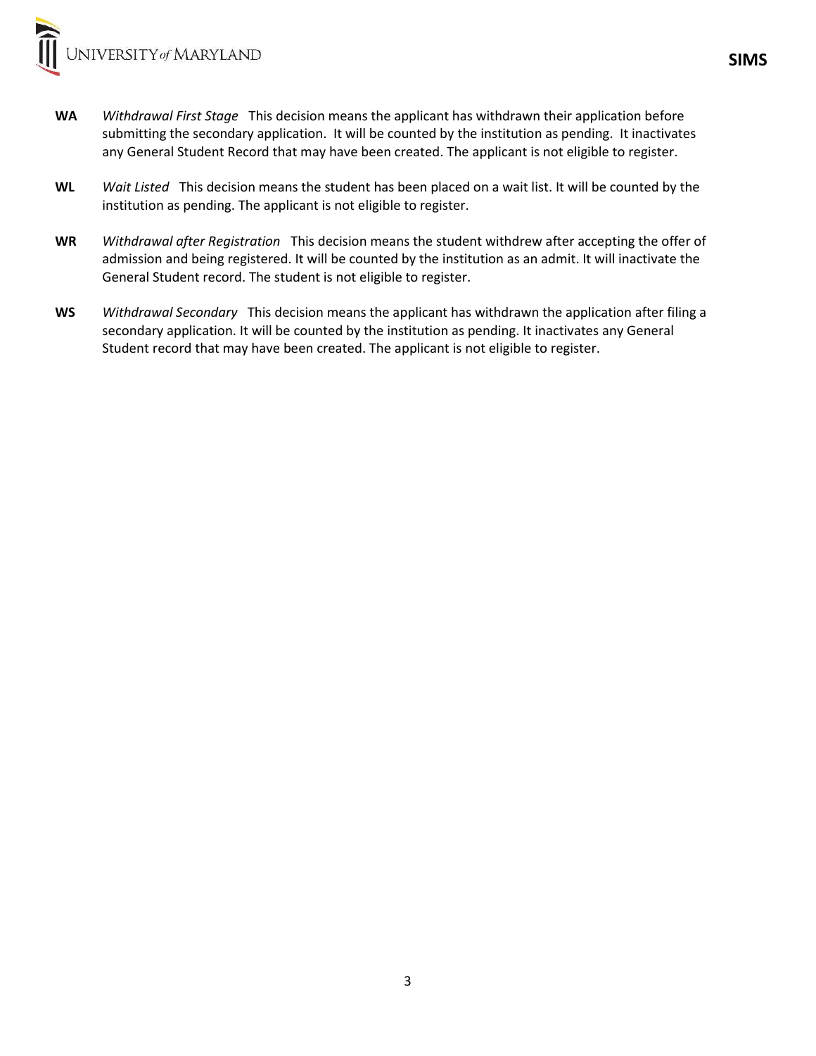**WA** *Withdrawal First Stage* This decision means the applicant has withdrawn their application before submitting the secondary application. It will be counted by the institution as pending. It inactivates any General Student Record that may have been created. The applicant is not eligible to register.

**WL** *Wait Listed* This decision means the student has been placed on a wait list. It will be counted by the institution as pending. The applicant is not eligible to register.

**WR** *Withdrawal after Registration* This decision means the student withdrew after accepting the offer of admission and being registered. It will be counted by the institution as an admit. It will inactivate the General Student record. The student is not eligible to register.

**WS** *Withdrawal Secondary* This decision means the applicant has withdrawn the application after filing a secondary application. It will be counted by the institution as pending. It inactivates any General Student record that may have been created. The applicant is not eligible to register.